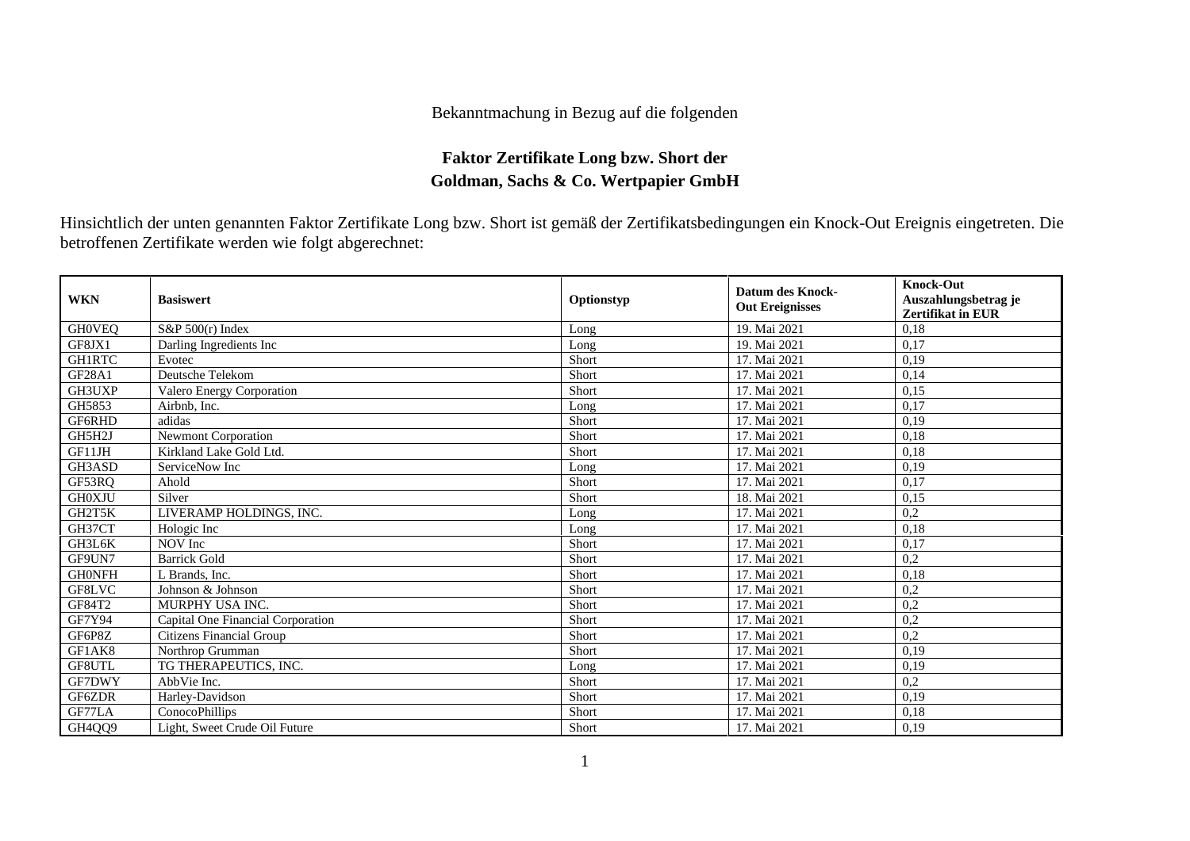Bekanntmachung in Bezug auf die folgenden

**Faktor Zertifikate Long bzw. Short der**
**Goldman, Sachs & Co. Wertpapier GmbH**

Hinsichtlich der unten genannten Faktor Zertifikate Long bzw. Short ist gemäß der Zertifikatsbedingungen ein Knock-Out Ereignis eingetreten. Die betroffenen Zertifikate werden wie folgt abgerechnet:

| **WKN** | **Basiswert** | **Optionstyp** | **Datum des Knock-Out Ereignisses** | **Knock-Out Auszahlungsbetrag je Zertifikat in EUR** |
|---|---|---|---|---|
| GH0VEQ | S&P 500(r) Index | Long | 19. Mai 2021 | 0,18 |
| GF8JX1 | Darling Ingredients Inc | Long | 19. Mai 2021 | 0,17 |
| GH1RTC | Evotec | Short | 17. Mai 2021 | 0,19 |
| GF28A1 | Deutsche Telekom | Short | 17. Mai 2021 | 0,14 |
| GH3UXP | Valero Energy Corporation | Short | 17. Mai 2021 | 0,15 |
| GH5853 | Airbnb, Inc. | Long | 17. Mai 2021 | 0,17 |
| GF6RHD | adidas | Short | 17. Mai 2021 | 0,19 |
| GH5H2J | Newmont Corporation | Short | 17. Mai 2021 | 0,18 |
| GF11JH | Kirkland Lake Gold Ltd. | Short | 17. Mai 2021 | 0,18 |
| GH3ASD | ServiceNow Inc | Long | 17. Mai 2021 | 0,19 |
| GF53RQ | Ahold | Short | 17. Mai 2021 | 0,17 |
| GH0XJU | Silver | Short | 18. Mai 2021 | 0,15 |
| GH2T5K | LIVERAMP HOLDINGS, INC. | Long | 17. Mai 2021 | 0,2 |
| GH37CT | Hologic Inc | Long | 17. Mai 2021 | 0,18 |
| GH3L6K | NOV Inc | Short | 17. Mai 2021 | 0,17 |
| GF9UN7 | Barrick Gold | Short | 17. Mai 2021 | 0,2 |
| GH0NFH | L Brands, Inc. | Short | 17. Mai 2021 | 0,18 |
| GF8LVC | Johnson & Johnson | Short | 17. Mai 2021 | 0,2 |
| GF84T2 | MURPHY USA INC. | Short | 17. Mai 2021 | 0,2 |
| GF7Y94 | Capital One Financial Corporation | Short | 17. Mai 2021 | 0,2 |
| GF6P8Z | Citizens Financial Group | Short | 17. Mai 2021 | 0,2 |
| GF1AK8 | Northrop Grumman | Short | 17. Mai 2021 | 0,19 |
| GF8UTL | TG THERAPEUTICS, INC. | Long | 17. Mai 2021 | 0,19 |
| GF7DWY | AbbVie Inc. | Short | 17. Mai 2021 | 0,2 |
| GF6ZDR | Harley-Davidson | Short | 17. Mai 2021 | 0,19 |
| GF77LA | ConocoPhillips | Short | 17. Mai 2021 | 0,18 |
| GH4QQ9 | Light, Sweet Crude Oil Future | Short | 17. Mai 2021 | 0,19 |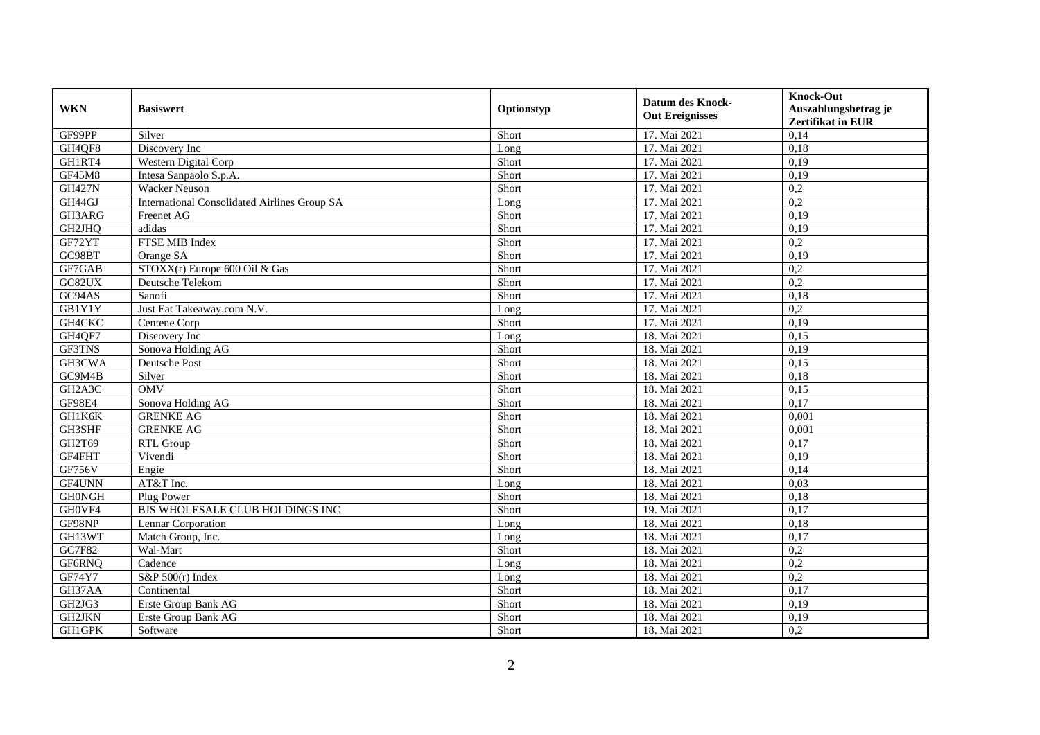| WKN | Basiswert | Optionstyp | Datum des Knock-Out Ereignisses | Knock-Out Auszahlungsbetrag je Zertifikat in EUR |
|---|---|---|---|---|
| GF99PP | Silver | Short | 17. Mai 2021 | 0,14 |
| GH4QF8 | Discovery Inc | Long | 17. Mai 2021 | 0,18 |
| GH1RT4 | Western Digital Corp | Short | 17. Mai 2021 | 0,19 |
| GF45M8 | Intesa Sanpaolo S.p.A. | Short | 17. Mai 2021 | 0,19 |
| GH427N | Wacker Neuson | Short | 17. Mai 2021 | 0,2 |
| GH44GJ | International Consolidated Airlines Group SA | Long | 17. Mai 2021 | 0,2 |
| GH3ARG | Freenet AG | Short | 17. Mai 2021 | 0,19 |
| GH2JHQ | adidas | Short | 17. Mai 2021 | 0,19 |
| GF72YT | FTSE MIB Index | Short | 17. Mai 2021 | 0,2 |
| GC98BT | Orange SA | Short | 17. Mai 2021 | 0,19 |
| GF7GAB | STOXX(r) Europe 600 Oil & Gas | Short | 17. Mai 2021 | 0,2 |
| GC82UX | Deutsche Telekom | Short | 17. Mai 2021 | 0,2 |
| GC94AS | Sanofi | Short | 17. Mai 2021 | 0,18 |
| GB1Y1Y | Just Eat Takeaway.com N.V. | Long | 17. Mai 2021 | 0,2 |
| GH4CKC | Centene Corp | Short | 17. Mai 2021 | 0,19 |
| GH4QF7 | Discovery Inc | Long | 18. Mai 2021 | 0,15 |
| GF3TNS | Sonova Holding AG | Short | 18. Mai 2021 | 0,19 |
| GH3CWA | Deutsche Post | Short | 18. Mai 2021 | 0,15 |
| GC9M4B | Silver | Short | 18. Mai 2021 | 0,18 |
| GH2A3C | OMV | Short | 18. Mai 2021 | 0,15 |
| GF98E4 | Sonova Holding AG | Short | 18. Mai 2021 | 0,17 |
| GH1K6K | GRENKE AG | Short | 18. Mai 2021 | 0,001 |
| GH3SHF | GRENKE AG | Short | 18. Mai 2021 | 0,001 |
| GH2T69 | RTL Group | Short | 18. Mai 2021 | 0,17 |
| GF4FHT | Vivendi | Short | 18. Mai 2021 | 0,19 |
| GF756V | Engie | Short | 18. Mai 2021 | 0,14 |
| GF4UNN | AT&T Inc. | Long | 18. Mai 2021 | 0,03 |
| GH0NGH | Plug Power | Short | 18. Mai 2021 | 0,18 |
| GH0VF4 | BJS WHOLESALE CLUB HOLDINGS INC | Short | 19. Mai 2021 | 0,17 |
| GF98NP | Lennar Corporation | Long | 18. Mai 2021 | 0,18 |
| GH13WT | Match Group, Inc. | Long | 18. Mai 2021 | 0,17 |
| GC7F82 | Wal-Mart | Short | 18. Mai 2021 | 0,2 |
| GF6RNQ | Cadence | Long | 18. Mai 2021 | 0,2 |
| GF74Y7 | S&P 500(r) Index | Long | 18. Mai 2021 | 0,2 |
| GH37AA | Continental | Short | 18. Mai 2021 | 0,17 |
| GH2JG3 | Erste Group Bank AG | Short | 18. Mai 2021 | 0,19 |
| GH2JKN | Erste Group Bank AG | Short | 18. Mai 2021 | 0,19 |
| GH1GPK | Software | Short | 18. Mai 2021 | 0,2 |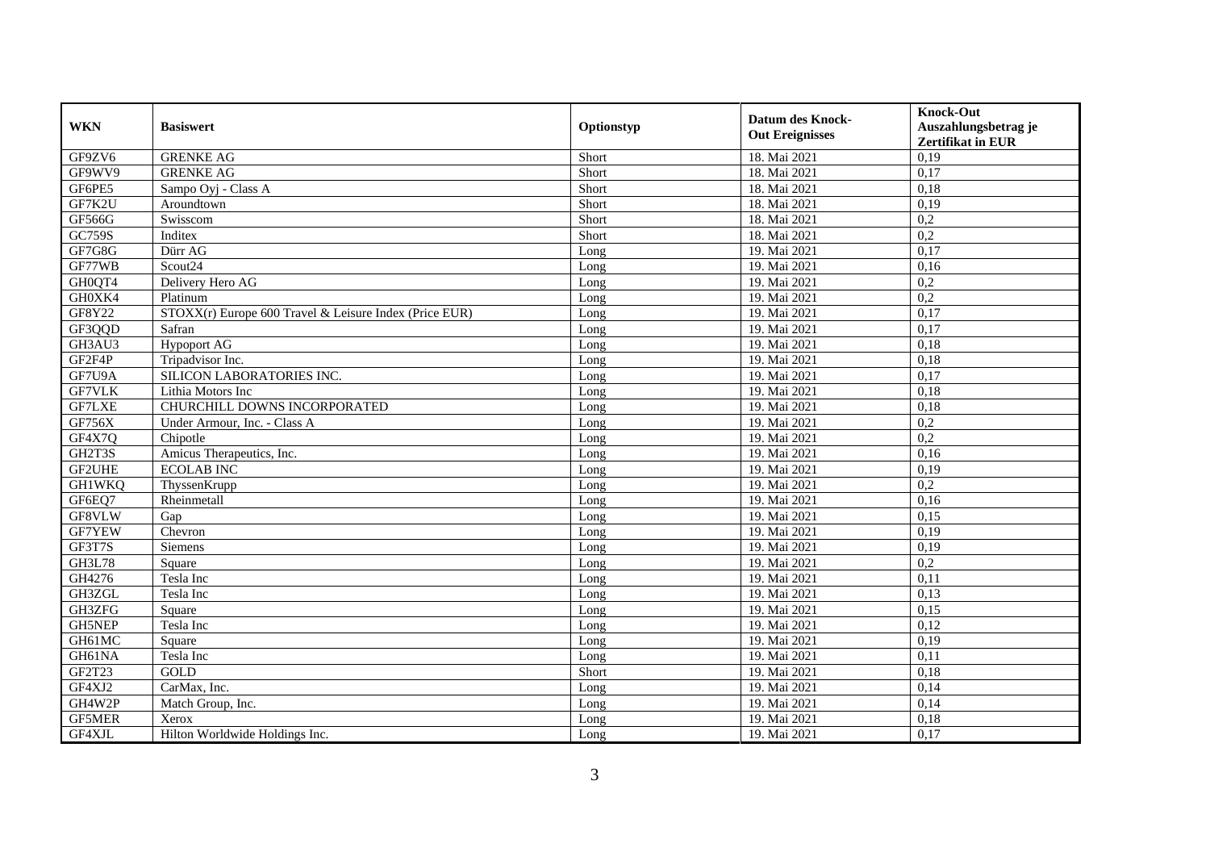| WKN | Basiswert | Optionstyp | Datum des Knock-Out Ereignisses | Knock-Out Auszahlungsbetrag je Zertifikat in EUR |
|---|---|---|---|---|
| GF9ZV6 | GRENKE AG | Short | 18. Mai 2021 | 0,19 |
| GF9WV9 | GRENKE AG | Short | 18. Mai 2021 | 0,17 |
| GF6PE5 | Sampo Oyj - Class A | Short | 18. Mai 2021 | 0,18 |
| GF7K2U | Aroundtown | Short | 18. Mai 2021 | 0,19 |
| GF566G | Swisscom | Short | 18. Mai 2021 | 0,2 |
| GC759S | Inditex | Short | 18. Mai 2021 | 0,2 |
| GF7G8G | Dürr AG | Long | 19. Mai 2021 | 0,17 |
| GF77WB | Scout24 | Long | 19. Mai 2021 | 0,16 |
| GH0QT4 | Delivery Hero AG | Long | 19. Mai 2021 | 0,2 |
| GH0XK4 | Platinum | Long | 19. Mai 2021 | 0,2 |
| GF8Y22 | STOXX(r) Europe 600 Travel & Leisure Index (Price EUR) | Long | 19. Mai 2021 | 0,17 |
| GF3QQD | Safran | Long | 19. Mai 2021 | 0,17 |
| GH3AU3 | Hypoport AG | Long | 19. Mai 2021 | 0,18 |
| GF2F4P | Tripadvisor Inc. | Long | 19. Mai 2021 | 0,18 |
| GF7U9A | SILICON LABORATORIES INC. | Long | 19. Mai 2021 | 0,17 |
| GF7VLK | Lithia Motors Inc | Long | 19. Mai 2021 | 0,18 |
| GF7LXE | CHURCHILL DOWNS INCORPORATED | Long | 19. Mai 2021 | 0,18 |
| GF756X | Under Armour, Inc. - Class A | Long | 19. Mai 2021 | 0,2 |
| GF4X7Q | Chipotle | Long | 19. Mai 2021 | 0,2 |
| GH2T3S | Amicus Therapeutics, Inc. | Long | 19. Mai 2021 | 0,16 |
| GF2UHE | ECOLAB INC | Long | 19. Mai 2021 | 0,19 |
| GH1WKQ | ThyssenKrupp | Long | 19. Mai 2021 | 0,2 |
| GF6EQ7 | Rheinmetall | Long | 19. Mai 2021 | 0,16 |
| GF8VLW | Gap | Long | 19. Mai 2021 | 0,15 |
| GF7YEW | Chevron | Long | 19. Mai 2021 | 0,19 |
| GF3T7S | Siemens | Long | 19. Mai 2021 | 0,19 |
| GH3L78 | Square | Long | 19. Mai 2021 | 0,2 |
| GH4276 | Tesla Inc | Long | 19. Mai 2021 | 0,11 |
| GH3ZGL | Tesla Inc | Long | 19. Mai 2021 | 0,13 |
| GH3ZFG | Square | Long | 19. Mai 2021 | 0,15 |
| GH5NEP | Tesla Inc | Long | 19. Mai 2021 | 0,12 |
| GH61MC | Square | Long | 19. Mai 2021 | 0,19 |
| GH61NA | Tesla Inc | Long | 19. Mai 2021 | 0,11 |
| GF2T23 | GOLD | Short | 19. Mai 2021 | 0,18 |
| GF4XJ2 | CarMax, Inc. | Long | 19. Mai 2021 | 0,14 |
| GH4W2P | Match Group, Inc. | Long | 19. Mai 2021 | 0,14 |
| GF5MER | Xerox | Long | 19. Mai 2021 | 0,18 |
| GF4XJL | Hilton Worldwide Holdings Inc. | Long | 19. Mai 2021 | 0,17 |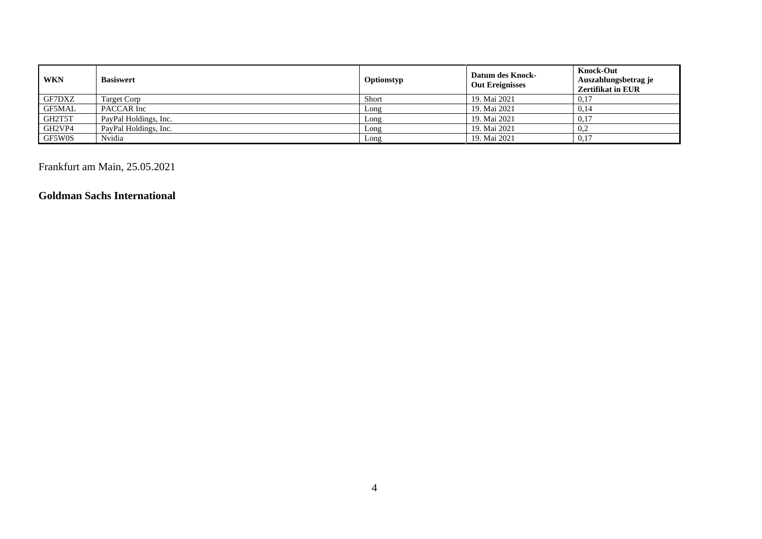| WKN | Basiswert | Optionstyp | Datum des Knock-Out Ereignisses | Knock-Out Auszahlungsbetrag je Zertifikat in EUR |
|---|---|---|---|---|
| GF7DXZ | Target Corp | Short | 19. Mai 2021 | 0,17 |
| GF5MAL | PACCAR Inc | Long | 19. Mai 2021 | 0,14 |
| GH2T5T | PayPal Holdings, Inc. | Long | 19. Mai 2021 | 0,17 |
| GH2VP4 | PayPal Holdings, Inc. | Long | 19. Mai 2021 | 0,2 |
| GF5W0S | Nvidia | Long | 19. Mai 2021 | 0,17 |

Frankfurt am Main, 25.05.2021

**Goldman Sachs International**